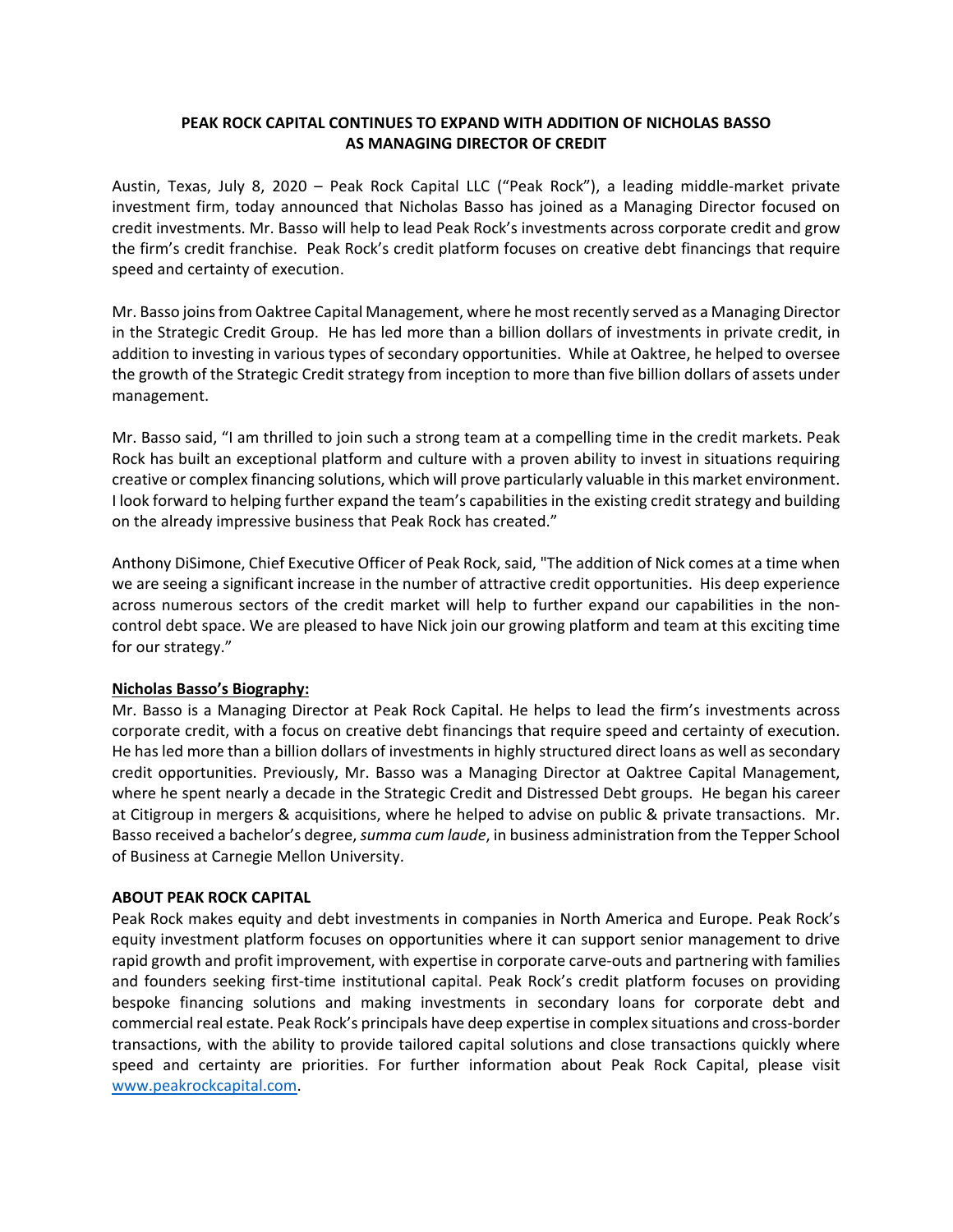# PEAK ROCK CAPITAL CONTINUES TO EXPAND WITH ADDITION OF NICHOLAS BASSO AS MANAGING DIRECTOR OF CREDIT

Austin, Texas, July 8, 2020 – Peak Rock Capital LLC ("Peak Rock"), a leading middle-market private investment firm, today announced that Nicholas Basso has joined as a Managing Director focused on credit investments. Mr. Basso will help to lead Peak Rock's investments across corporate credit and grow the firm's credit franchise. Peak Rock's credit platform focuses on creative debt financings that require speed and certainty of execution.

Mr. Basso joins from Oaktree Capital Management, where he most recently served as a Managing Director in the Strategic Credit Group. He has led more than a billion dollars of investments in private credit, in addition to investing in various types of secondary opportunities. While at Oaktree, he helped to oversee the growth of the Strategic Credit strategy from inception to more than five billion dollars of assets under management.

Mr. Basso said, "I am thrilled to join such a strong team at a compelling time in the credit markets. Peak Rock has built an exceptional platform and culture with a proven ability to invest in situations requiring creative or complex financing solutions, which will prove particularly valuable in this market environment. I look forward to helping further expand the team's capabilities in the existing credit strategy and building on the already impressive business that Peak Rock has created."

Anthony DiSimone, Chief Executive Officer of Peak Rock, said, "The addition of Nick comes at a time when we are seeing a significant increase in the number of attractive credit opportunities. His deep experience across numerous sectors of the credit market will help to further expand our capabilities in the non-control debt space. We are pleased to have Nick join our growing platform and team at this exciting time for our strategy."

**Nicholas Basso's Biography:**

Mr. Basso is a Managing Director at Peak Rock Capital. He helps to lead the firm's investments across corporate credit, with a focus on creative debt financings that require speed and certainty of execution. He has led more than a billion dollars of investments in highly structured direct loans as well as secondary credit opportunities. Previously, Mr. Basso was a Managing Director at Oaktree Capital Management, where he spent nearly a decade in the Strategic Credit and Distressed Debt groups. He began his career at Citigroup in mergers & acquisitions, where he helped to advise on public & private transactions. Mr. Basso received a bachelor's degree, *summa cum laude*, in business administration from the Tepper School of Business at Carnegie Mellon University.

## ABOUT PEAK ROCK CAPITAL

Peak Rock makes equity and debt investments in companies in North America and Europe. Peak Rock's equity investment platform focuses on opportunities where it can support senior management to drive rapid growth and profit improvement, with expertise in corporate carve-outs and partnering with families and founders seeking first-time institutional capital. Peak Rock's credit platform focuses on providing bespoke financing solutions and making investments in secondary loans for corporate debt and commercial real estate. Peak Rock's principals have deep expertise in complex situations and cross-border transactions, with the ability to provide tailored capital solutions and close transactions quickly where speed and certainty are priorities. For further information about Peak Rock Capital, please visit www.peakrockcapital.com.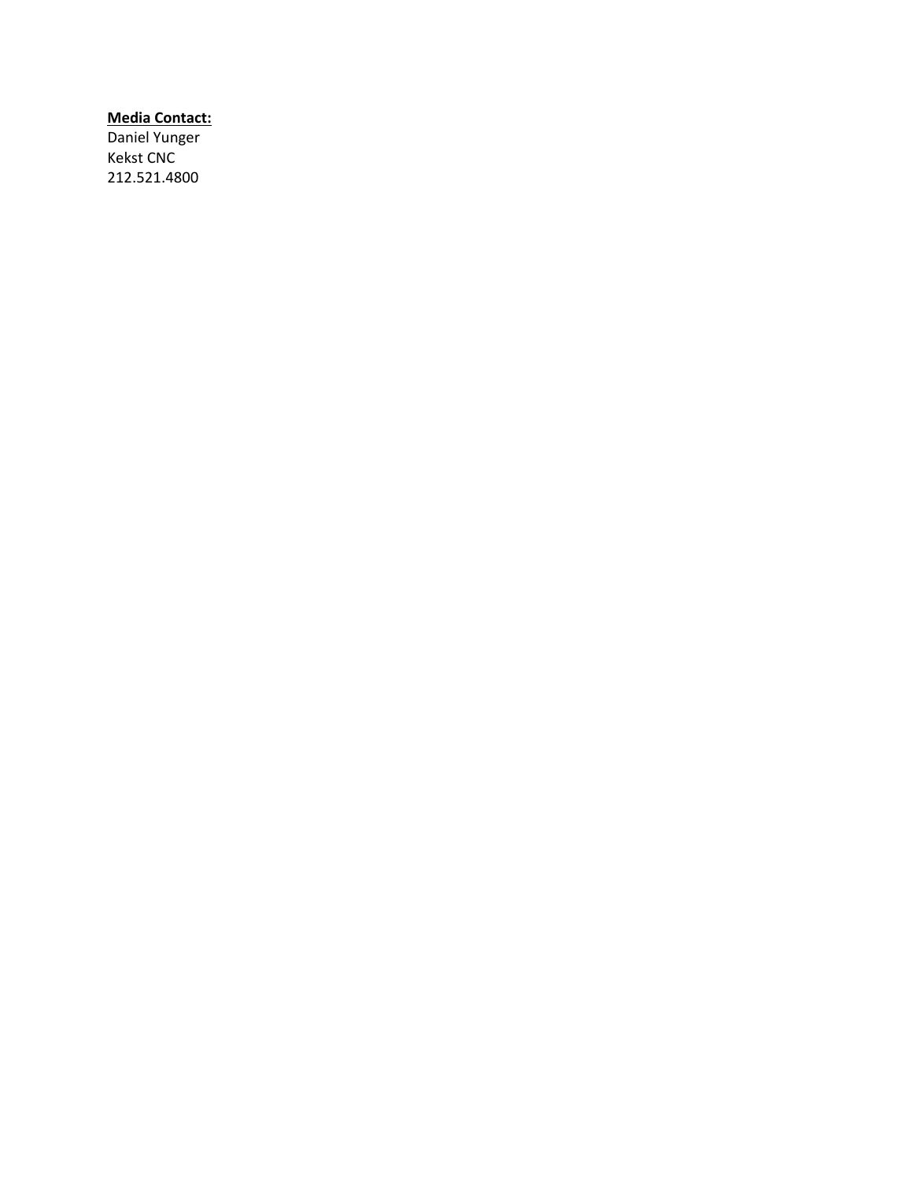**Media Contact:**

Daniel Yunger
Kekst CNC
212.521.4800